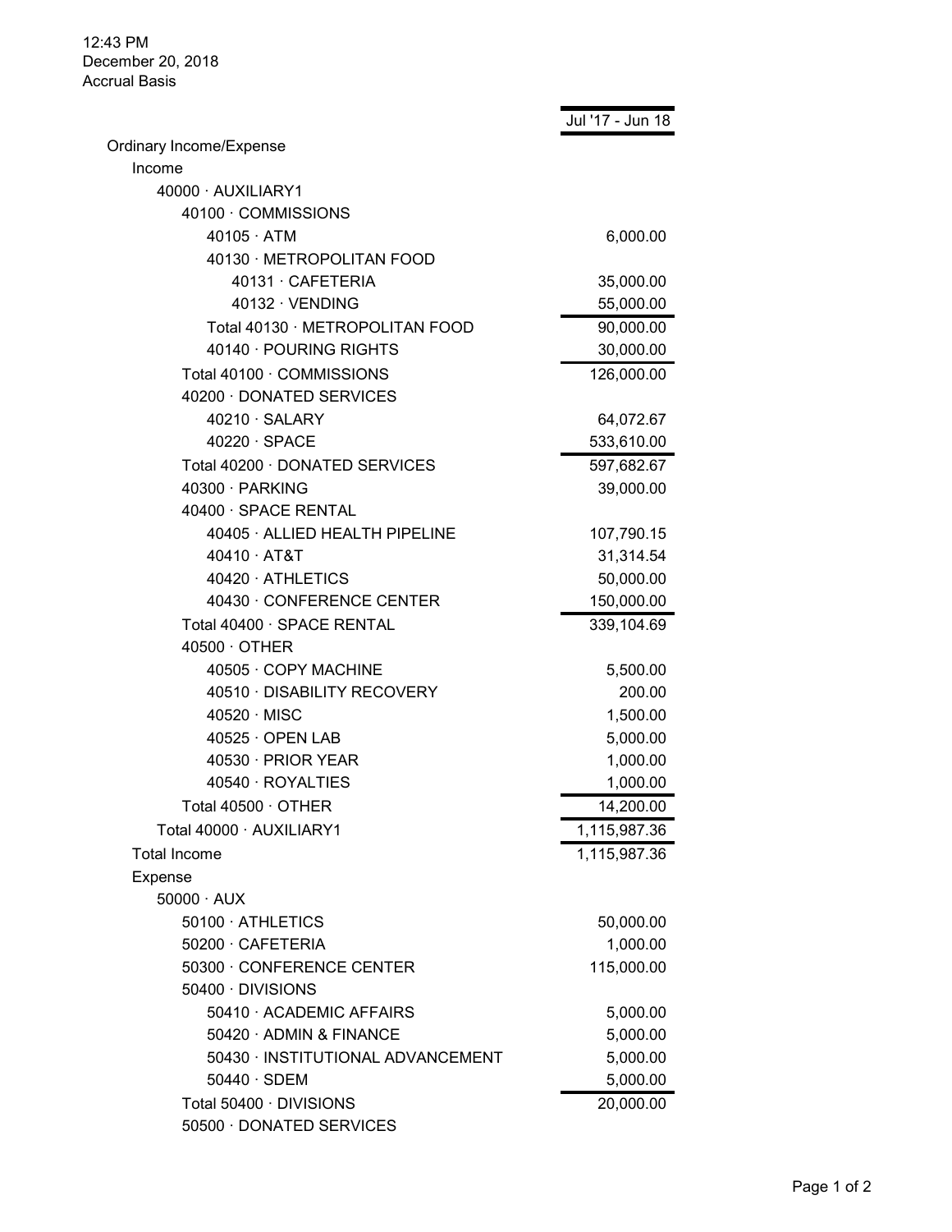12:43 PM
December 20, 2018
Accrual Basis

| | Jul '17 - Jun 18 |
|---|---|
| Ordinary Income/Expense | |
| Income | |
| 40000 · AUXILIARY1 | |
| 40100 · COMMISSIONS | |
| 40105 · ATM | 6,000.00 |
| 40130 · METROPOLITAN FOOD | |
| 40131 · CAFETERIA | 35,000.00 |
| 40132 · VENDING | 55,000.00 |
| Total 40130 · METROPOLITAN FOOD | 90,000.00 |
| 40140 · POURING RIGHTS | 30,000.00 |
| Total 40100 · COMMISSIONS | 126,000.00 |
| 40200 · DONATED SERVICES | |
| 40210 · SALARY | 64,072.67 |
| 40220 · SPACE | 533,610.00 |
| Total 40200 · DONATED SERVICES | 597,682.67 |
| 40300 · PARKING | 39,000.00 |
| 40400 · SPACE RENTAL | |
| 40405 · ALLIED HEALTH PIPELINE | 107,790.15 |
| 40410 · AT&T | 31,314.54 |
| 40420 · ATHLETICS | 50,000.00 |
| 40430 · CONFERENCE CENTER | 150,000.00 |
| Total 40400 · SPACE RENTAL | 339,104.69 |
| 40500 · OTHER | |
| 40505 · COPY MACHINE | 5,500.00 |
| 40510 · DISABILITY RECOVERY | 200.00 |
| 40520 · MISC | 1,500.00 |
| 40525 · OPEN LAB | 5,000.00 |
| 40530 · PRIOR YEAR | 1,000.00 |
| 40540 · ROYALTIES | 1,000.00 |
| Total 40500 · OTHER | 14,200.00 |
| Total 40000 · AUXILIARY1 | 1,115,987.36 |
| Total Income | 1,115,987.36 |
| Expense | |
| 50000 · AUX | |
| 50100 · ATHLETICS | 50,000.00 |
| 50200 · CAFETERIA | 1,000.00 |
| 50300 · CONFERENCE CENTER | 115,000.00 |
| 50400 · DIVISIONS | |
| 50410 · ACADEMIC AFFAIRS | 5,000.00 |
| 50420 · ADMIN & FINANCE | 5,000.00 |
| 50430 · INSTITUTIONAL ADVANCEMENT | 5,000.00 |
| 50440 · SDEM | 5,000.00 |
| Total 50400 · DIVISIONS | 20,000.00 |
| 50500 · DONATED SERVICES | |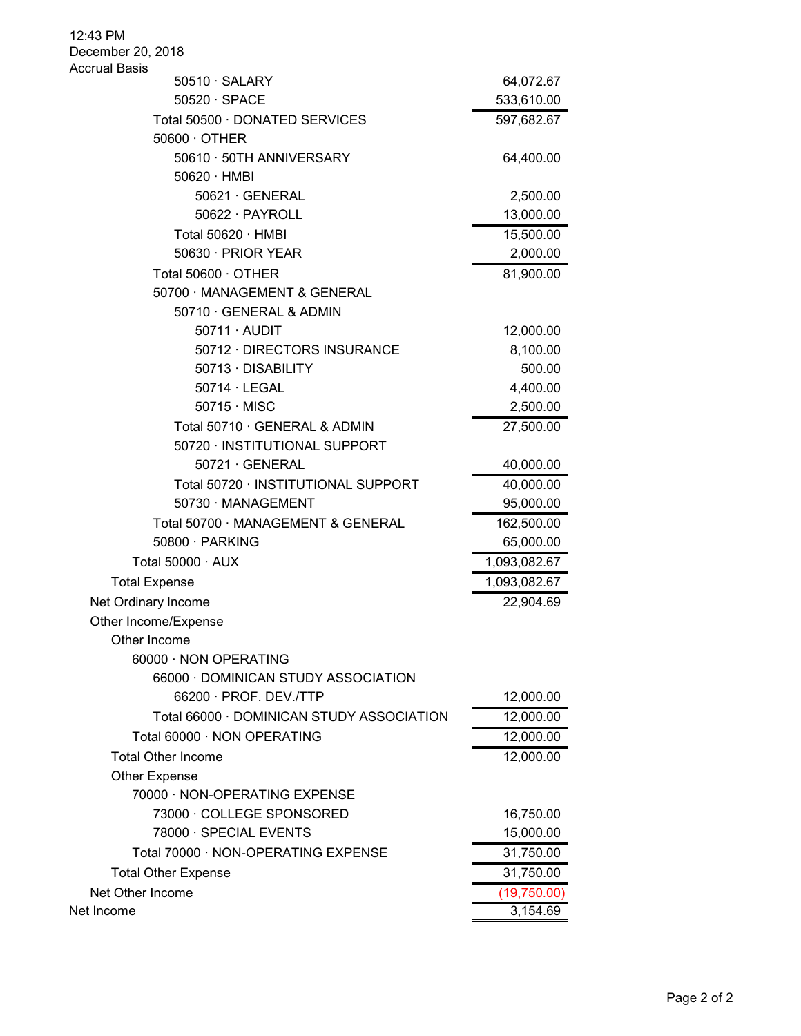12:43 PM
December 20, 2018
Accrual Basis

| | |
|---|---|
| 50510 · SALARY | 64,072.67 |
| 50520 · SPACE | 533,610.00 |
| Total 50500 · DONATED SERVICES | 597,682.67 |
| 50600 · OTHER | |
| 50610 · 50TH ANNIVERSARY | 64,400.00 |
| 50620 · HMBI | |
| 50621 · GENERAL | 2,500.00 |
| 50622 · PAYROLL | 13,000.00 |
| Total 50620 · HMBI | 15,500.00 |
| 50630 · PRIOR YEAR | 2,000.00 |
| Total 50600 · OTHER | 81,900.00 |
| 50700 · MANAGEMENT & GENERAL | |
| 50710 · GENERAL & ADMIN | |
| 50711 · AUDIT | 12,000.00 |
| 50712 · DIRECTORS INSURANCE | 8,100.00 |
| 50713 · DISABILITY | 500.00 |
| 50714 · LEGAL | 4,400.00 |
| 50715 · MISC | 2,500.00 |
| Total 50710 · GENERAL & ADMIN | 27,500.00 |
| 50720 · INSTITUTIONAL SUPPORT | |
| 50721 · GENERAL | 40,000.00 |
| Total 50720 · INSTITUTIONAL SUPPORT | 40,000.00 |
| 50730 · MANAGEMENT | 95,000.00 |
| Total 50700 · MANAGEMENT & GENERAL | 162,500.00 |
| 50800 · PARKING | 65,000.00 |
| Total 50000 · AUX | 1,093,082.67 |
| Total Expense | 1,093,082.67 |
| Net Ordinary Income | 22,904.69 |
| Other Income/Expense | |
| Other Income | |
| 60000 · NON OPERATING | |
| 66000 · DOMINICAN STUDY ASSOCIATION | |
| 66200 · PROF. DEV./TTP | 12,000.00 |
| Total 66000 · DOMINICAN STUDY ASSOCIATION | 12,000.00 |
| Total 60000 · NON OPERATING | 12,000.00 |
| Total Other Income | 12,000.00 |
| Other Expense | |
| 70000 · NON-OPERATING EXPENSE | |
| 73000 · COLLEGE SPONSORED | 16,750.00 |
| 78000 · SPECIAL EVENTS | 15,000.00 |
| Total 70000 · NON-OPERATING EXPENSE | 31,750.00 |
| Total Other Expense | 31,750.00 |
| Net Other Income | (19,750.00) |
| Net Income | 3,154.69 |